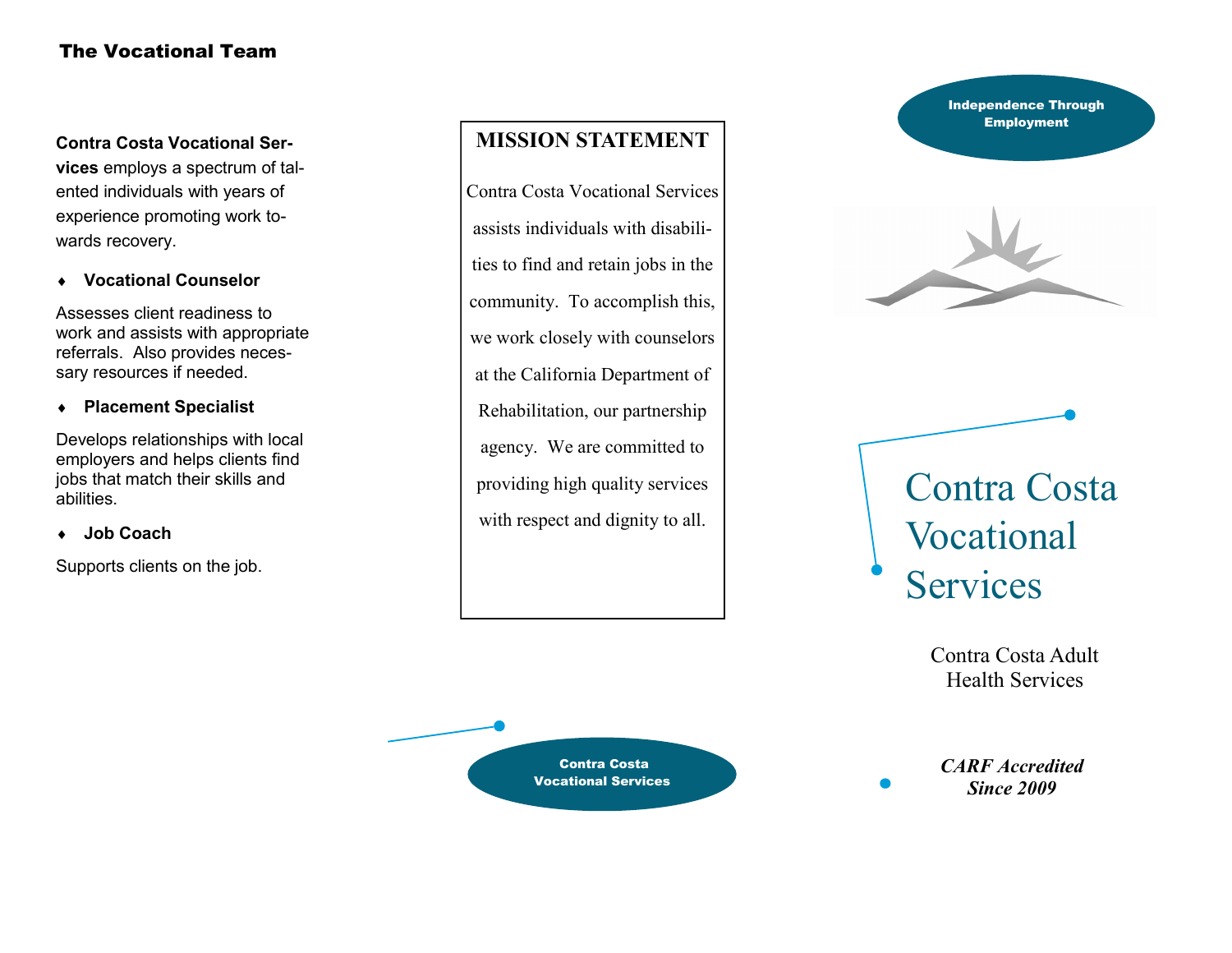## The Vocational Team

**Contra Costa Vocational Services** employs a spectrum of talented individuals with years of experience promoting work towards recovery.

- **Vocational Counselor**

Assesses client readiness to work and assists with appropriate referrals. Also provides necessary resources if needed.

- **Placement Specialist**

Develops relationships with local employers and helps clients find jobs that match their skills and abilities.

- **Job Coach**

Supports clients on the job.

## MISSION STATEMENT

Contra Costa Vocational Services assists individuals with disabilities to find and retain jobs in the community. To accomplish this, we work closely with counselors at the California Department of Rehabilitation, our partnership agency. We are committed to providing high quality services with respect and dignity to all.

**Contra Costa Vocational Services**

**Independence Through Employment**

# Contra Costa Vocational Services

Contra Costa Adult Health Services

***CARF Accredited Since 2009***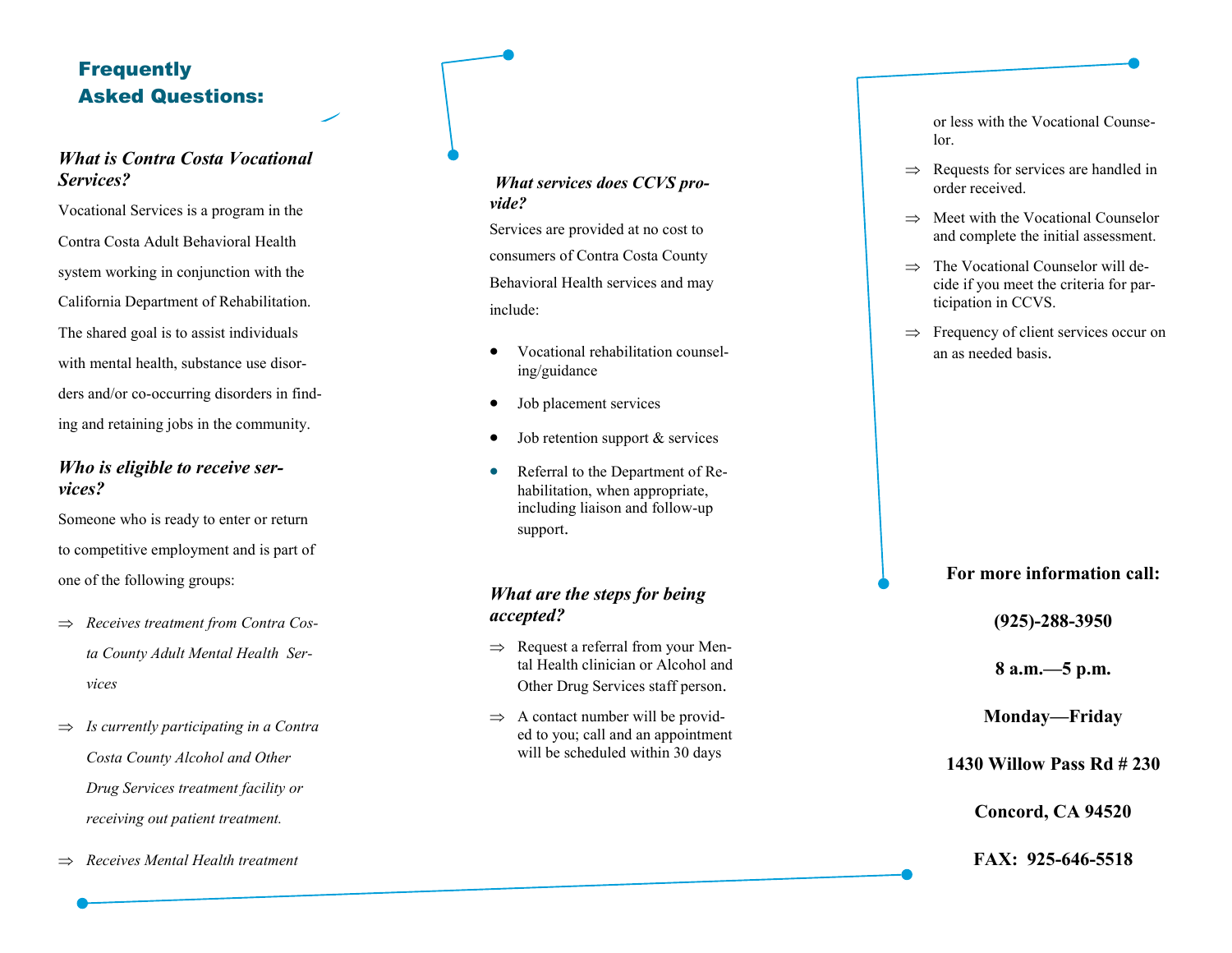## Frequently Asked Questions:

### *What is Contra Costa Vocational Services?*

Vocational Services is a program in the Contra Costa Adult Behavioral Health system working in conjunction with the California Department of Rehabilitation. The shared goal is to assist individuals with mental health, substance use disorders and/or co-occurring disorders in finding and retaining jobs in the community.

### *Who is eligible to receive services?*

Someone who is ready to enter or return to competitive employment and is part of one of the following groups:

⇒ *Receives treatment from Contra Costa County Adult Mental Health Services*

⇒ *Is currently participating in a Contra Costa County Alcohol and Other Drug Services treatment facility or receiving out patient treatment.*

⇒ *Receives Mental Health treatment*

### *What services does CCVS provide?*

Services are provided at no cost to consumers of Contra Costa County Behavioral Health services and may include:

- Vocational rehabilitation counseling/guidance
- Job placement services
- Job retention support & services
- Referral to the Department of Rehabilitation, when appropriate, including liaison and follow-up support.

### *What are the steps for being accepted?*

⇒ Request a referral from your Mental Health clinician or Alcohol and Other Drug Services staff person.

⇒ A contact number will be provided to you; call and an appointment will be scheduled within 30 days or less with the Vocational Counselor.

⇒ Requests for services are handled in order received.

⇒ Meet with the Vocational Counselor and complete the initial assessment.

⇒ The Vocational Counselor will decide if you meet the criteria for participation in CCVS.

⇒ Frequency of client services occur on an as needed basis.

**For more information call:**

**(925)-288-3950**

**8 a.m.—5 p.m.**

**Monday—Friday**

**1430 Willow Pass Rd # 230**

**Concord, CA 94520**

**FAX: 925-646-5518**